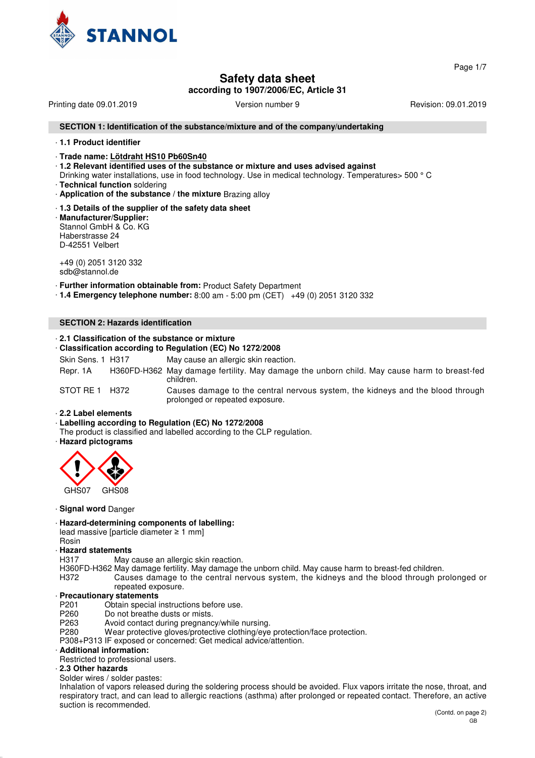# Safety data sheet

**according to 1907/2006/EC, Article 31**

Printing date 09.01.2019 | Version number 9 | Revision: 09.01.2019

## SECTION 1: Identification of the substance/mixture and of the company/undertaking

· **1.1 Product identifier**

· **Trade name: Lötdraht HS10 Pb60Sn40**

· **1.2 Relevant identified uses of the substance or mixture and uses advised against**
Drinking water installations, use in food technology. Use in medical technology. Temperatures> 500 ° C

· **Technical function** soldering

· **Application of the substance / the mixture** Brazing alloy

· **1.3 Details of the supplier of the safety data sheet**

· **Manufacturer/Supplier:**
Stannol GmbH & Co. KG
Haberstrasse 24
D-42551 Velbert

+49 (0) 2051 3120 332
sdb@stannol.de

· **Further information obtainable from:** Product Safety Department

· **1.4 Emergency telephone number:** 8:00 am - 5:00 pm (CET) +49 (0) 2051 3120 332

## SECTION 2: Hazards identification

· **2.1 Classification of the substance or mixture**

· **Classification according to Regulation (EC) No 1272/2008**

| | | |
|---|---|---|
| Skin Sens. 1 | H317 | May cause an allergic skin reaction. |
| Repr. 1A | H360FD-H362 | May damage fertility. May damage the unborn child. May cause harm to breast-fed children. |
| STOT RE 1 | H372 | Causes damage to the central nervous system, the kidneys and the blood through prolonged or repeated exposure. |

· **2.2 Label elements**

· **Labelling according to Regulation (EC) No 1272/2008**
The product is classified and labelled according to the CLP regulation.

· **Hazard pictograms**

GHS07 GHS08

· **Signal word** Danger

· **Hazard-determining components of labelling:**
lead massive [particle diameter ≥ 1 mm]
Rosin

· **Hazard statements**
H317 May cause an allergic skin reaction.
H360FD-H362 May damage fertility. May damage the unborn child. May cause harm to breast-fed children.
H372 Causes damage to the central nervous system, the kidneys and the blood through prolonged or repeated exposure.

· **Precautionary statements**
P201 Obtain special instructions before use.
P260 Do not breathe dusts or mists.
P263 Avoid contact during pregnancy/while nursing.
P280 Wear protective gloves/protective clothing/eye protection/face protection.
P308+P313 IF exposed or concerned: Get medical advice/attention.

· **Additional information:**
Restricted to professional users.

· **2.3 Other hazards**
Solder wires / solder pastes:
Inhalation of vapors released during the soldering process should be avoided. Flux vapors irritate the nose, throat, and respiratory tract, and can lead to allergic reactions (asthma) after prolonged or repeated contact. Therefore, an active suction is recommended.

(Contd. on page 2)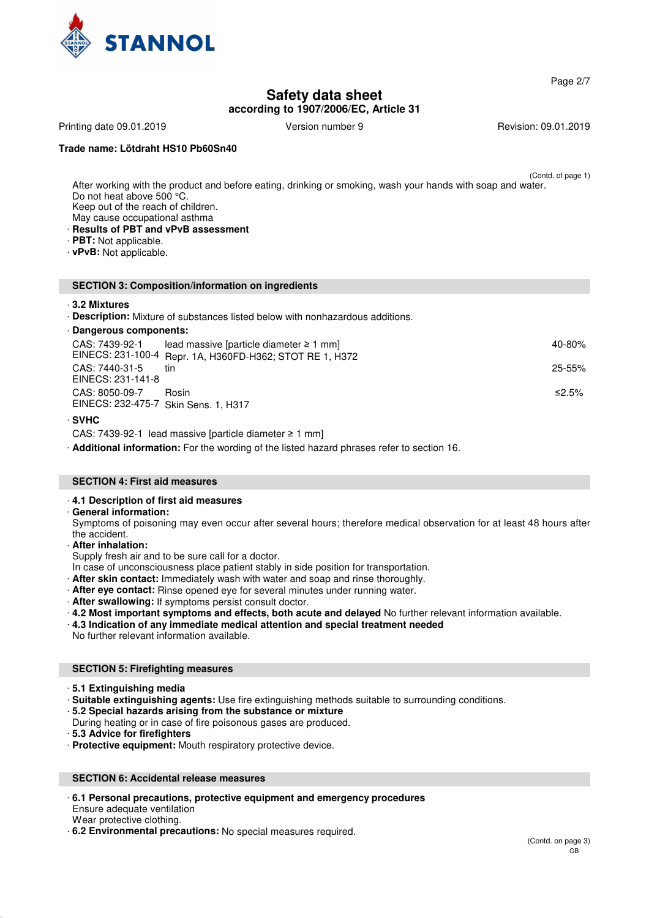**Safety data sheet**
**according to 1907/2006/EC, Article 31**

Printing date 09.01.2019 | Version number 9 | Revision: 09.01.2019

**Trade name: Lötdraht HS10 Pb60Sn40**

(Contd. of page 1)

After working with the product and before eating, drinking or smoking, wash your hands with soap and water.
Do not heat above 500 °C.
Keep out of the reach of children.
May cause occupational asthma

· **Results of PBT and vPvB assessment**
· **PBT:** Not applicable.
· **vPvB:** Not applicable.

## SECTION 3: Composition/information on ingredients

· **3.2 Mixtures**
· **Description:** Mixture of substances listed below with nonhazardous additions.
· **Dangerous components:**

| | | |
|---|---|---|
| CAS: 7439-92-1<br>EINECS: 231-100-4 | lead massive [particle diameter ≥ 1 mm]<br>Repr. 1A, H360FD-H362; STOT RE 1, H372 | 40-80% |
| CAS: 7440-31-5<br>EINECS: 231-141-8 | tin | 25-55% |
| CAS: 8050-09-7<br>EINECS: 232-475-7 | Rosin<br>Skin Sens. 1, H317 | ≤2.5% |

· **SVHC**

CAS: 7439-92-1 lead massive [particle diameter ≥ 1 mm]

· **Additional information:** For the wording of the listed hazard phrases refer to section 16.

## SECTION 4: First aid measures

· **4.1 Description of first aid measures**
· **General information:**
Symptoms of poisoning may even occur after several hours; therefore medical observation for at least 48 hours after the accident.
· **After inhalation:**
Supply fresh air and to be sure call for a doctor.
In case of unconsciousness place patient stably in side position for transportation.
· **After skin contact:** Immediately wash with water and soap and rinse thoroughly.
· **After eye contact:** Rinse opened eye for several minutes under running water.
· **After swallowing:** If symptoms persist consult doctor.
· **4.2 Most important symptoms and effects, both acute and delayed** No further relevant information available.
· **4.3 Indication of any immediate medical attention and special treatment needed**
No further relevant information available.

## SECTION 5: Firefighting measures

· **5.1 Extinguishing media**
· **Suitable extinguishing agents:** Use fire extinguishing methods suitable to surrounding conditions.
· **5.2 Special hazards arising from the substance or mixture**
During heating or in case of fire poisonous gases are produced.
· **5.3 Advice for firefighters**
· **Protective equipment:** Mouth respiratory protective device.

## SECTION 6: Accidental release measures

· **6.1 Personal precautions, protective equipment and emergency procedures**
Ensure adequate ventilation
Wear protective clothing.
· **6.2 Environmental precautions:** No special measures required.

(Contd. on page 3)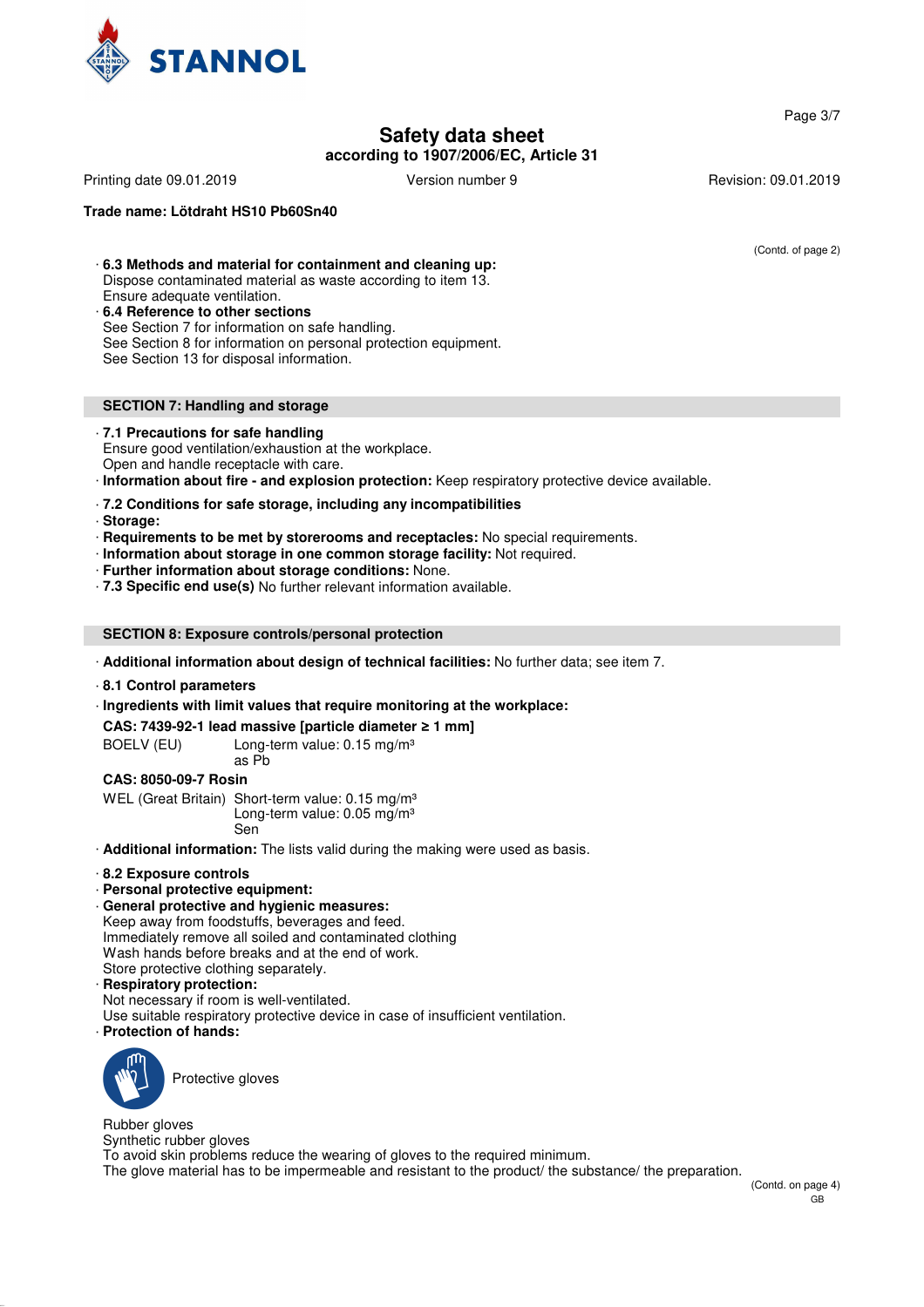**Safety data sheet**
**according to 1907/2006/EC, Article 31**

Printing date 09.01.2019 Version number 9 Revision: 09.01.2019

**Trade name: Lötdraht HS10 Pb60Sn40**

(Contd. of page 2)

· **6.3 Methods and material for containment and cleaning up:**
Dispose contaminated material as waste according to item 13.
Ensure adequate ventilation.

· **6.4 Reference to other sections**
See Section 7 for information on safe handling.
See Section 8 for information on personal protection equipment.
See Section 13 for disposal information.

## SECTION 7: Handling and storage

· **7.1 Precautions for safe handling**
Ensure good ventilation/exhaustion at the workplace.
Open and handle receptacle with care.

· **Information about fire - and explosion protection:** Keep respiratory protective device available.

· **7.2 Conditions for safe storage, including any incompatibilities**

· **Storage:**

· **Requirements to be met by storerooms and receptacles:** No special requirements.

· **Information about storage in one common storage facility:** Not required.

· **Further information about storage conditions:** None.

· **7.3 Specific end use(s)** No further relevant information available.

## SECTION 8: Exposure controls/personal protection

· **Additional information about design of technical facilities:** No further data; see item 7.

· **8.1 Control parameters**

· **Ingredients with limit values that require monitoring at the workplace:**

**CAS: 7439-92-1 lead massive [particle diameter ≥ 1 mm]**

BOELV (EU) Long-term value: 0.15 mg/m³
as Pb

**CAS: 8050-09-7 Rosin**

WEL (Great Britain) Short-term value: 0.15 mg/m³
Long-term value: 0.05 mg/m³
Sen

· **Additional information:** The lists valid during the making were used as basis.

· **8.2 Exposure controls**

· **Personal protective equipment:**

· **General protective and hygienic measures:**
Keep away from foodstuffs, beverages and feed.
Immediately remove all soiled and contaminated clothing
Wash hands before breaks and at the end of work.
Store protective clothing separately.

· **Respiratory protection:**
Not necessary if room is well-ventilated.
Use suitable respiratory protective device in case of insufficient ventilation.

· **Protection of hands:**

Protective gloves

Rubber gloves
Synthetic rubber gloves
To avoid skin problems reduce the wearing of gloves to the required minimum.
The glove material has to be impermeable and resistant to the product/ the substance/ the preparation.

(Contd. on page 4)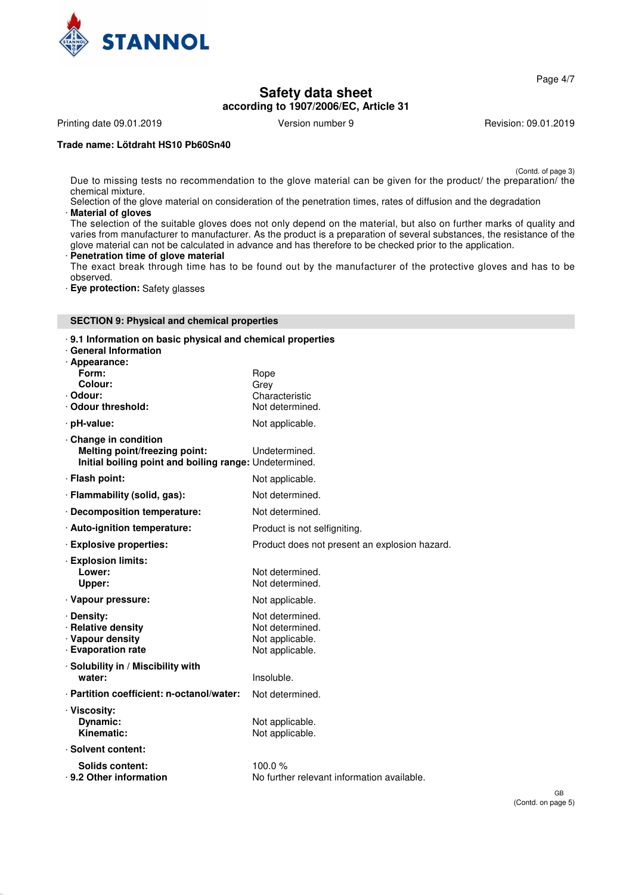(Contd. of page 3)

Due to missing tests no recommendation to the glove material can be given for the product/ the preparation/ the chemical mixture.
Selection of the glove material on consideration of the penetration times, rates of diffusion and the degradation

· **Material of gloves**
The selection of the suitable gloves does not only depend on the material, but also on further marks of quality and varies from manufacturer to manufacturer. As the product is a preparation of several substances, the resistance of the glove material can not be calculated in advance and has therefore to be checked prior to the application.

· **Penetration time of glove material**
The exact break through time has to be found out by the manufacturer of the protective gloves and has to be observed.

· **Eye protection:** Safety glasses

## SECTION 9: Physical and chemical properties

· **9.1 Information on basic physical and chemical properties**
· **General Information**
· **Appearance:**

| | |
|---|---|
| **Form:** | Rope |
| **Colour:** | Grey |
| · **Odour:** | Characteristic |
| · **Odour threshold:** | Not determined. |
| · **pH-value:** | Not applicable. |
| · **Change in condition** | |
| **Melting point/freezing point:** | Undetermined. |
| **Initial boiling point and boiling range:** | Undetermined. |
| · **Flash point:** | Not applicable. |
| · **Flammability (solid, gas):** | Not determined. |
| · **Decomposition temperature:** | Not determined. |
| · **Auto-ignition temperature:** | Product is not selfigniting. |
| · **Explosive properties:** | Product does not present an explosion hazard. |
| · **Explosion limits:** | |
| **Lower:** | Not determined. |
| **Upper:** | Not determined. |
| · **Vapour pressure:** | Not applicable. |
| · **Density:** | Not determined. |
| · **Relative density** | Not determined. |
| · **Vapour density** | Not applicable. |
| · **Evaporation rate** | Not applicable. |
| · **Solubility in / Miscibility with** | |
| **water:** | Insoluble. |
| · **Partition coefficient: n-octanol/water:** | Not determined. |
| · **Viscosity:** | |
| **Dynamic:** | Not applicable. |
| **Kinematic:** | Not applicable. |
| · **Solvent content:** | |
| **Solids content:** | 100.0 % |
| · **9.2 Other information** | No further relevant information available. |

GB
(Contd. on page 5)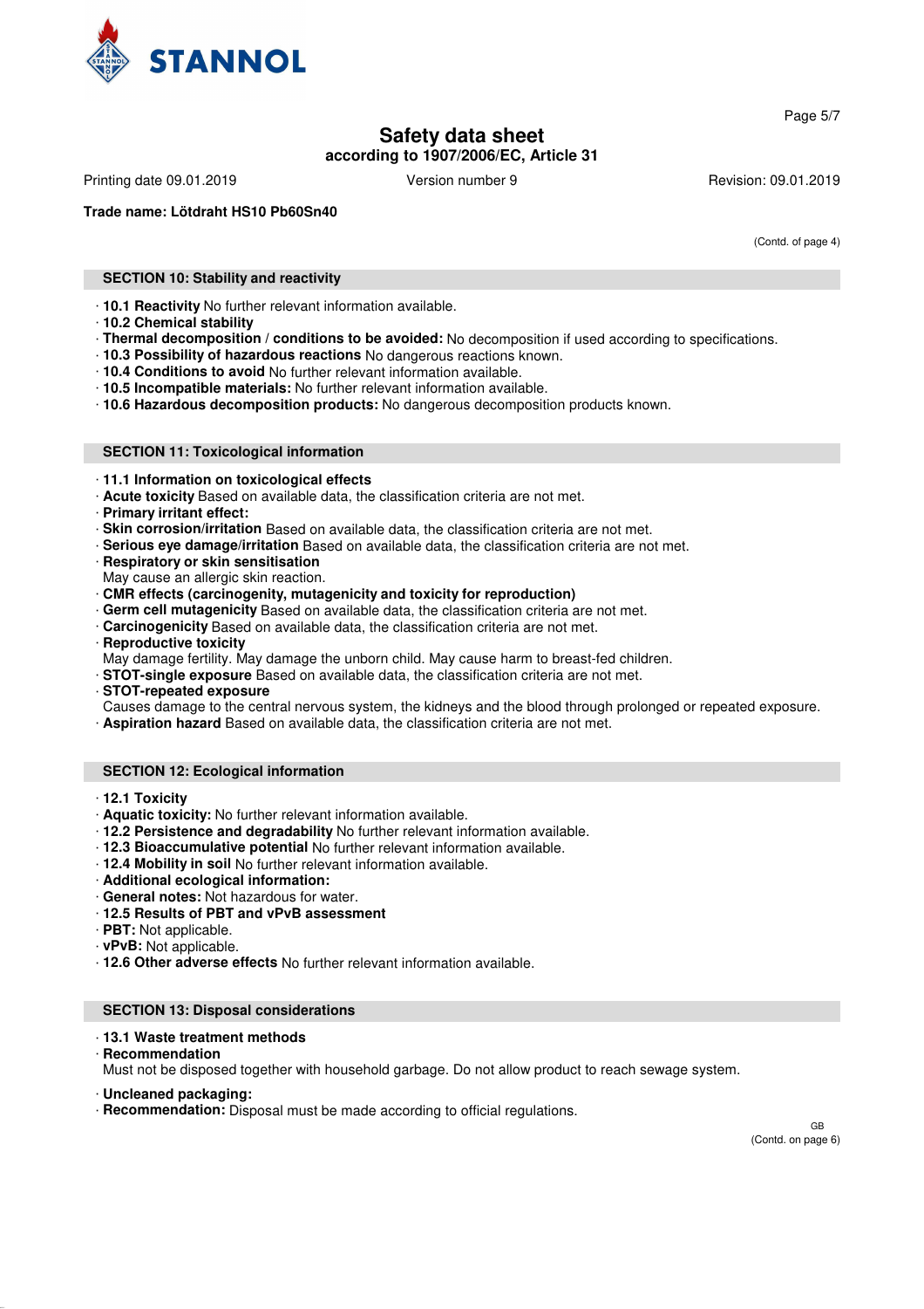**Trade name: Lötdraht HS10 Pb60Sn40**

(Contd. of page 4)

## SECTION 10: Stability and reactivity

- **10.1 Reactivity** No further relevant information available.
- **10.2 Chemical stability**
- **Thermal decomposition / conditions to be avoided:** No decomposition if used according to specifications.
- **10.3 Possibility of hazardous reactions** No dangerous reactions known.
- **10.4 Conditions to avoid** No further relevant information available.
- **10.5 Incompatible materials:** No further relevant information available.
- **10.6 Hazardous decomposition products:** No dangerous decomposition products known.

## SECTION 11: Toxicological information

- **11.1 Information on toxicological effects**
- **Acute toxicity** Based on available data, the classification criteria are not met.
- **Primary irritant effect:**
- **Skin corrosion/irritation** Based on available data, the classification criteria are not met.
- **Serious eye damage/irritation** Based on available data, the classification criteria are not met.
- **Respiratory or skin sensitisation**  
  May cause an allergic skin reaction.
- **CMR effects (carcinogenity, mutagenicity and toxicity for reproduction)**
- **Germ cell mutagenicity** Based on available data, the classification criteria are not met.
- **Carcinogenicity** Based on available data, the classification criteria are not met.
- **Reproductive toxicity**  
  May damage fertility. May damage the unborn child. May cause harm to breast-fed children.
- **STOT-single exposure** Based on available data, the classification criteria are not met.
- **STOT-repeated exposure**  
  Causes damage to the central nervous system, the kidneys and the blood through prolonged or repeated exposure.
- **Aspiration hazard** Based on available data, the classification criteria are not met.

## SECTION 12: Ecological information

- **12.1 Toxicity**
- **Aquatic toxicity:** No further relevant information available.
- **12.2 Persistence and degradability** No further relevant information available.
- **12.3 Bioaccumulative potential** No further relevant information available.
- **12.4 Mobility in soil** No further relevant information available.
- **Additional ecological information:**
- **General notes:** Not hazardous for water.
- **12.5 Results of PBT and vPvB assessment**
- **PBT:** Not applicable.
- **vPvB:** Not applicable.
- **12.6 Other adverse effects** No further relevant information available.

## SECTION 13: Disposal considerations

- **13.1 Waste treatment methods**
- **Recommendation**  
  Must not be disposed together with household garbage. Do not allow product to reach sewage system.

- **Uncleaned packaging:**
- **Recommendation:** Disposal must be made according to official regulations.

GB

(Contd. on page 6)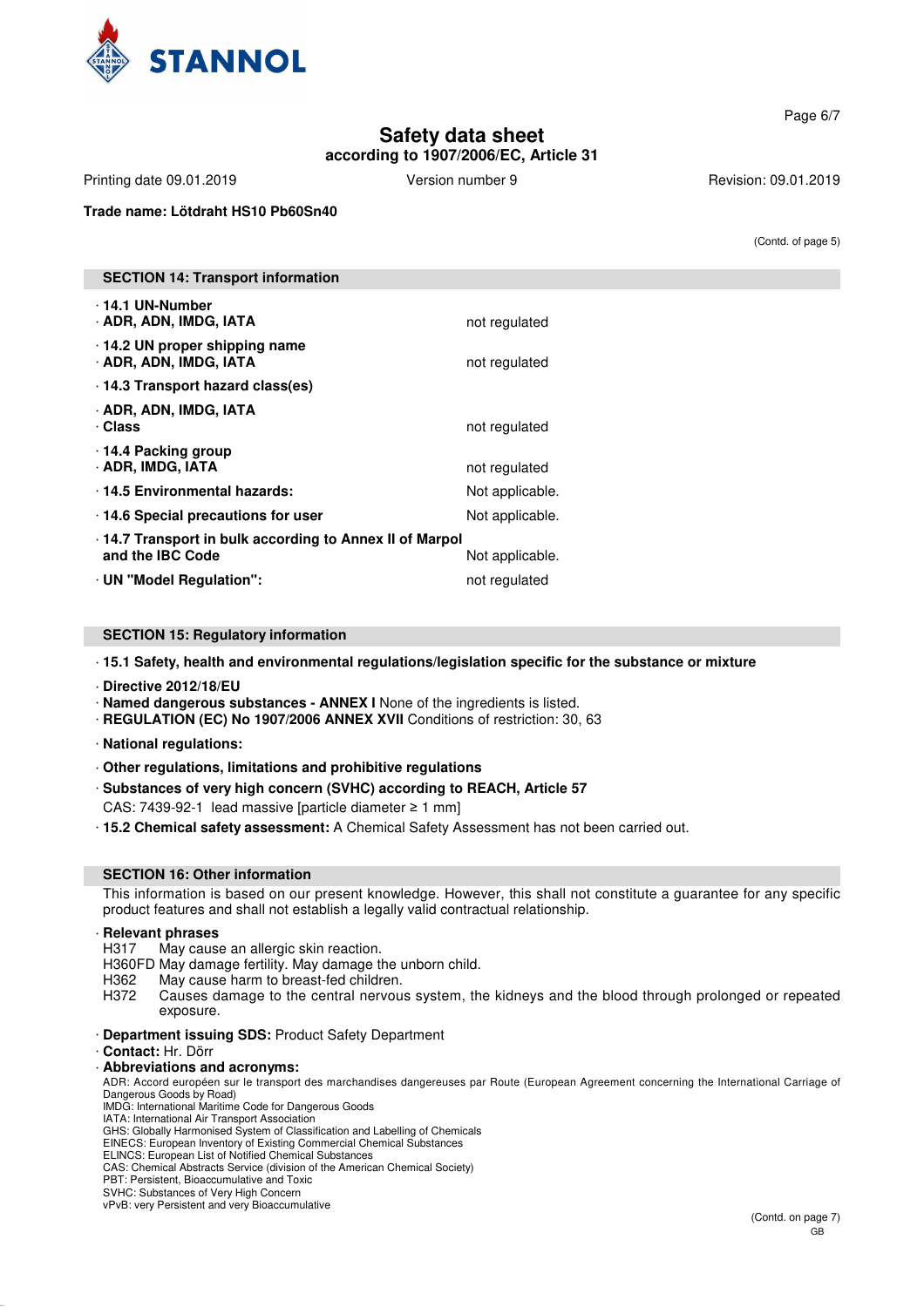# Safety data sheet
**according to 1907/2006/EC, Article 31**

Printing date 09.01.2019 | Version number 9 | Revision: 09.01.2019

**Trade name: Lötdraht HS10 Pb60Sn40**

(Contd. of page 5)

## SECTION 14: Transport information

| | |
|---|---|
| · **14.1 UN-Number** · **ADR, ADN, IMDG, IATA** | not regulated |
| · **14.2 UN proper shipping name** · **ADR, ADN, IMDG, IATA** | not regulated |
| · **14.3 Transport hazard class(es)** | |
| · **ADR, ADN, IMDG, IATA** · **Class** | not regulated |
| · **14.4 Packing group** · **ADR, IMDG, IATA** | not regulated |
| · **14.5 Environmental hazards:** | Not applicable. |
| · **14.6 Special precautions for user** | Not applicable. |
| · **14.7 Transport in bulk according to Annex II of Marpol and the IBC Code** | Not applicable. |
| · **UN "Model Regulation":** | not regulated |

## SECTION 15: Regulatory information

· **15.1 Safety, health and environmental regulations/legislation specific for the substance or mixture**

· **Directive 2012/18/EU**
· **Named dangerous substances - ANNEX I** None of the ingredients is listed.
· **REGULATION (EC) No 1907/2006 ANNEX XVII** Conditions of restriction: 30, 63

· **National regulations:**

· **Other regulations, limitations and prohibitive regulations**

· **Substances of very high concern (SVHC) according to REACH, Article 57**
CAS: 7439-92-1 lead massive [particle diameter ≥ 1 mm]

· **15.2 Chemical safety assessment:** A Chemical Safety Assessment has not been carried out.

## SECTION 16: Other information

This information is based on our present knowledge. However, this shall not constitute a guarantee for any specific product features and shall not establish a legally valid contractual relationship.

· **Relevant phrases**
H317 May cause an allergic skin reaction.
H360FD May damage fertility. May damage the unborn child.
H362 May cause harm to breast-fed children.
H372 Causes damage to the central nervous system, the kidneys and the blood through prolonged or repeated exposure.

· **Department issuing SDS:** Product Safety Department
· **Contact:** Hr. Dörr
· **Abbreviations and acronyms:**
ADR: Accord européen sur le transport des marchandises dangereuses par Route (European Agreement concerning the International Carriage of Dangerous Goods by Road)
IMDG: International Maritime Code for Dangerous Goods
IATA: International Air Transport Association
GHS: Globally Harmonised System of Classification and Labelling of Chemicals
EINECS: European Inventory of Existing Commercial Chemical Substances
ELINCS: European List of Notified Chemical Substances
CAS: Chemical Abstracts Service (division of the American Chemical Society)
PBT: Persistent, Bioaccumulative and Toxic
SVHC: Substances of Very High Concern
vPvB: very Persistent and very Bioaccumulative

(Contd. on page 7)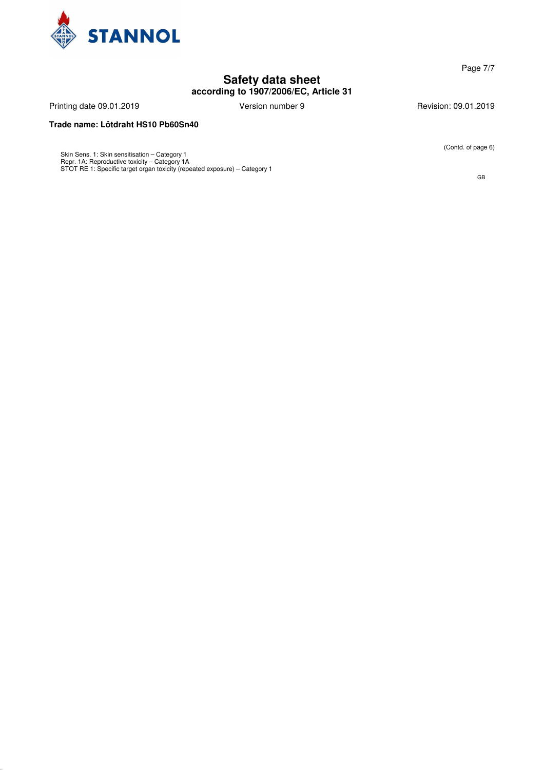(Contd. of page 6)

Skin Sens. 1: Skin sensitisation – Category 1
Repr. 1A: Reproductive toxicity – Category 1A
STOT RE 1: Specific target organ toxicity (repeated exposure) – Category 1